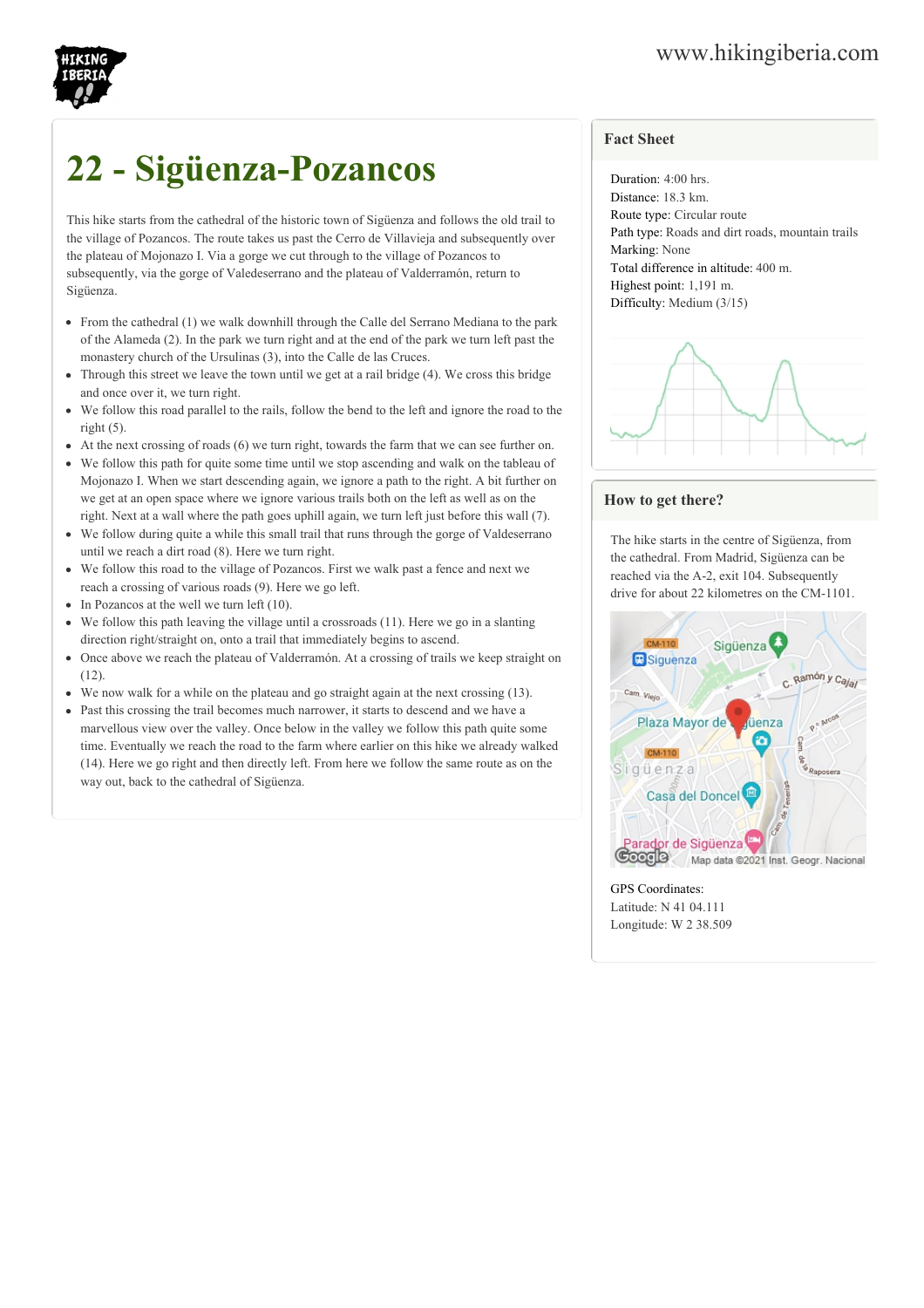# 22 - Sigüenza-Pozancos

This hike starts from the cathedral of the historic town of Sigüenza and follows the old trail to the village of Pozancos. The route takes us past the Cerro de Villavieja and subsequently over the plateau of Mojonazo I. Via a gorge we cut through to the village of Pozancos to subsequently, via the gorge of Valedeserrano and the plateau of Valderramón, return to Sigüenza.

- From the cathedral (1) we walk downhill through the Calle del Serrano Mediana to the park of the Alameda (2). In the park we turn right and at the end of the park we turn left past the monastery church of the Ursulinas (3), into the Calle de las Cruces.
- Through this street we leave the town until we get at a rail bridge (4). We cross this bridge and once over it, we turn right.
- We follow this road parallel to the rails, follow the bend to the left and ignore the road to the right (5).
- At the next crossing of roads (6) we turn right, towards the farm that we can see further on.
- We follow this path for quite some time until we stop ascending and walk on the tableau of Mojonazo I. When we start descending again, we ignore a path to the right. A bit further on we get at an open space where we ignore various trails both on the left as well as on the right. Next at a wall where the path goes uphill again, we turn left just before this wall (7).
- We follow during quite a while this small trail that runs through the gorge of Valdeserrano until we reach a dirt road (8). Here we turn right.
- We follow this road to the village of Pozancos. First we walk past a fence and next we reach a crossing of various roads (9). Here we go left.
- In Pozancos at the well we turn left (10).
- We follow this path leaving the village until a crossroads (11). Here we go in a slanting direction right/straight on, onto a trail that immediately begins to ascend.
- Once above we reach the plateau of Valderramón. At a crossing of trails we keep straight on (12).
- We now walk for a while on the plateau and go straight again at the next crossing (13).
- Past this crossing the trail becomes much narrower, it starts to descend and we have a marvellous view over the valley. Once below in the valley we follow this path quite some time. Eventually we reach the road to the farm where earlier on this hike we already walked (14). Here we go right and then directly left. From here we follow the same route as on the way out, back to the cathedral of Sigüenza.

## Fact Sheet

Duration: 4:00 hrs.
Distance: 18.3 km.
Route type: Circular route
Path type: Roads and dirt roads, mountain trails
Marking: None
Total difference in altitude: 400 m.
Highest point: 1,191 m.
Difficulty: Medium (3/15)

## How to get there?

The hike starts in the centre of Sigüenza, from the cathedral. From Madrid, Sigüenza can be reached via the A-2, exit 104. Subsequently drive for about 22 kilometres on the CM-1101.

GPS Coordinates:
Latitude: N 41 04.111
Longitude: W 2 38.509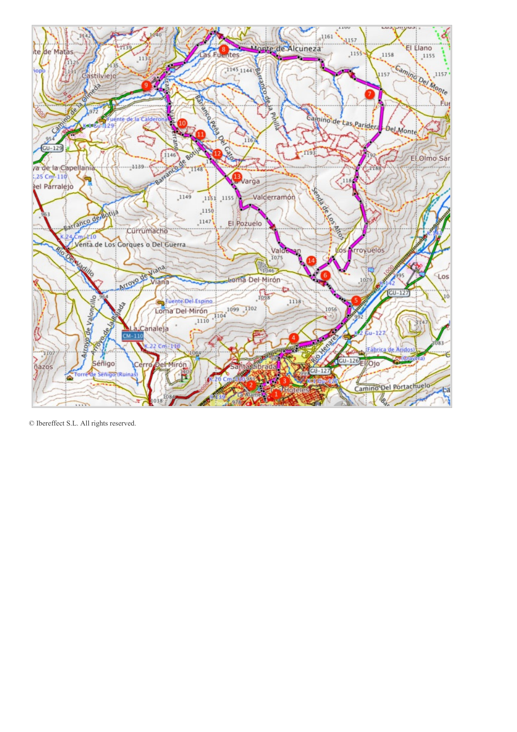© Ibereffect S.L. All rights reserved.